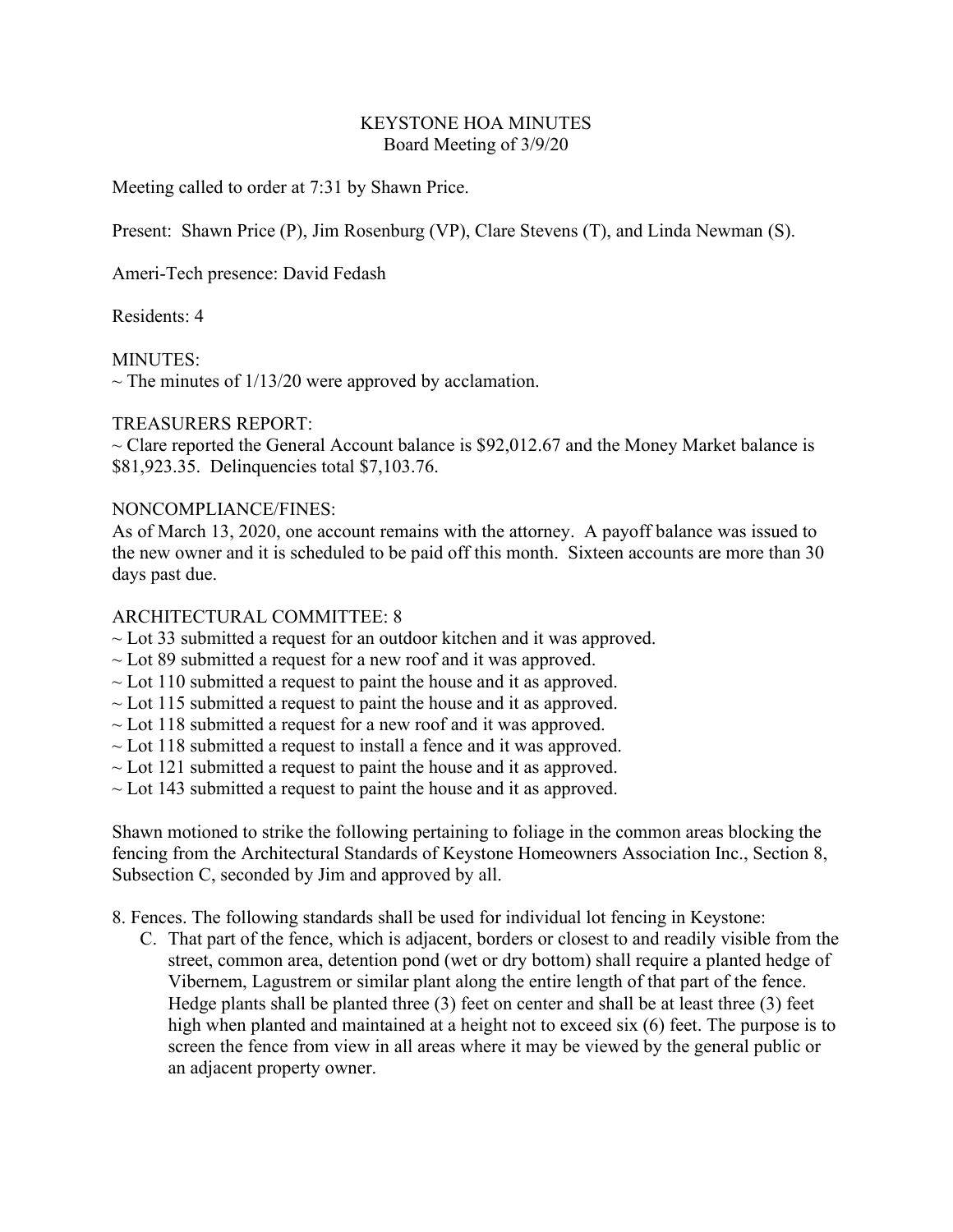# KEYSTONE HOA MINUTES

Board Meeting of 3/9/20

Meeting called to order at 7:31 by Shawn Price.

Present: Shawn Price (P), Jim Rosenburg (VP), Clare Stevens (T), and Linda Newman (S).

Ameri-Tech presence: David Fedash

Residents: 4

MINUTES:

~ The minutes of 1/13/20 were approved by acclamation.

TREASURERS REPORT:

~ Clare reported the General Account balance is $92,012.67 and the Money Market balance is $81,923.35. Delinquencies total $7,103.76.

NONCOMPLIANCE/FINES:

As of March 13, 2020, one account remains with the attorney. A payoff balance was issued to the new owner and it is scheduled to be paid off this month. Sixteen accounts are more than 30 days past due.

ARCHITECTURAL COMMITTEE: 8

~ Lot 33 submitted a request for an outdoor kitchen and it was approved.
~ Lot 89 submitted a request for a new roof and it was approved.
~ Lot 110 submitted a request to paint the house and it as approved.
~ Lot 115 submitted a request to paint the house and it as approved.
~ Lot 118 submitted a request for a new roof and it was approved.
~ Lot 118 submitted a request to install a fence and it was approved.
~ Lot 121 submitted a request to paint the house and it as approved.
~ Lot 143 submitted a request to paint the house and it as approved.

Shawn motioned to strike the following pertaining to foliage in the common areas blocking the fencing from the Architectural Standards of Keystone Homeowners Association Inc., Section 8, Subsection C, seconded by Jim and approved by all.

8. Fences. The following standards shall be used for individual lot fencing in Keystone:
   C. That part of the fence, which is adjacent, borders or closest to and readily visible from the street, common area, detention pond (wet or dry bottom) shall require a planted hedge of Vibernem, Lagustrem or similar plant along the entire length of that part of the fence. Hedge plants shall be planted three (3) feet on center and shall be at least three (3) feet high when planted and maintained at a height not to exceed six (6) feet. The purpose is to screen the fence from view in all areas where it may be viewed by the general public or an adjacent property owner.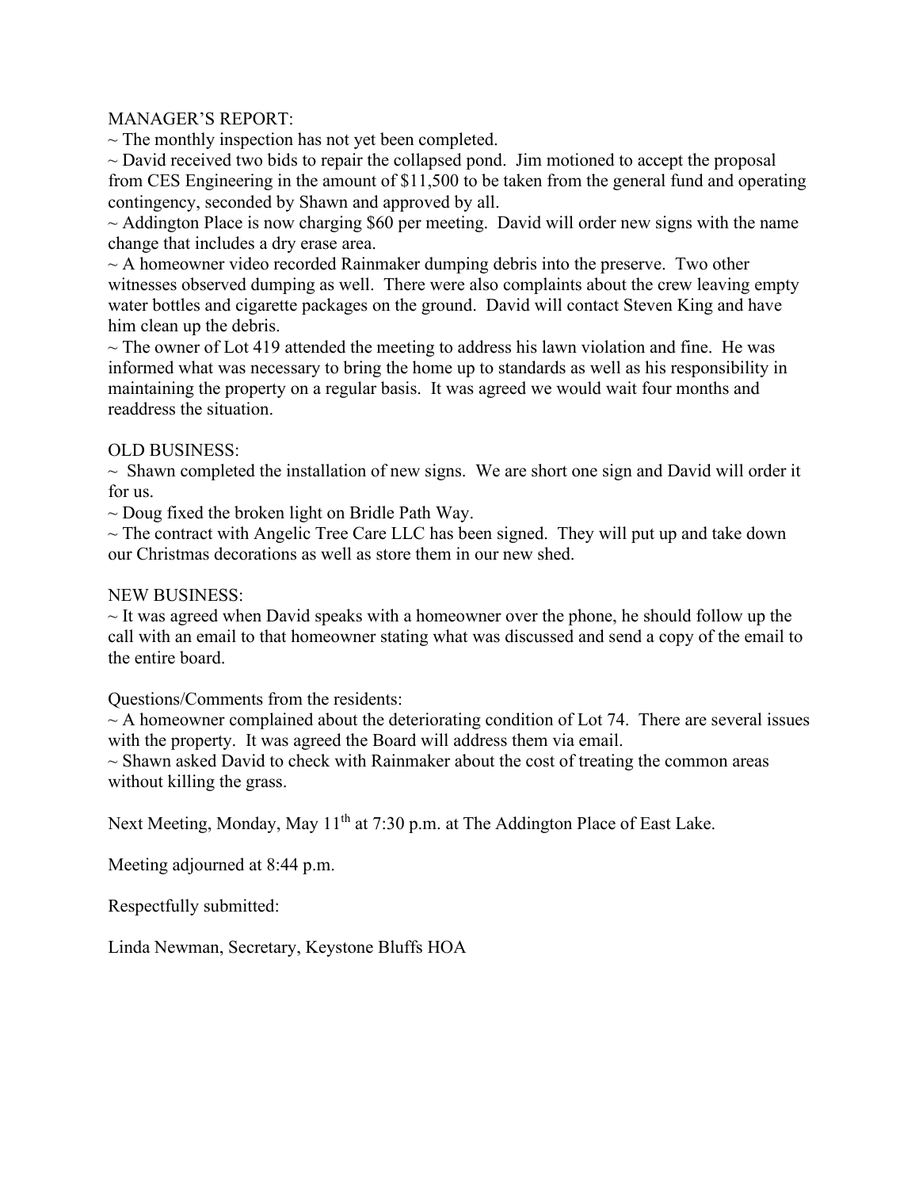MANAGER'S REPORT:

~ The monthly inspection has not yet been completed.

~ David received two bids to repair the collapsed pond. Jim motioned to accept the proposal from CES Engineering in the amount of $11,500 to be taken from the general fund and operating contingency, seconded by Shawn and approved by all.

~ Addington Place is now charging $60 per meeting. David will order new signs with the name change that includes a dry erase area.

~ A homeowner video recorded Rainmaker dumping debris into the preserve. Two other witnesses observed dumping as well. There were also complaints about the crew leaving empty water bottles and cigarette packages on the ground. David will contact Steven King and have him clean up the debris.

~ The owner of Lot 419 attended the meeting to address his lawn violation and fine. He was informed what was necessary to bring the home up to standards as well as his responsibility in maintaining the property on a regular basis. It was agreed we would wait four months and readdress the situation.

OLD BUSINESS:

~ Shawn completed the installation of new signs. We are short one sign and David will order it for us.

~ Doug fixed the broken light on Bridle Path Way.

~ The contract with Angelic Tree Care LLC has been signed. They will put up and take down our Christmas decorations as well as store them in our new shed.

NEW BUSINESS:

~ It was agreed when David speaks with a homeowner over the phone, he should follow up the call with an email to that homeowner stating what was discussed and send a copy of the email to the entire board.

Questions/Comments from the residents:

~ A homeowner complained about the deteriorating condition of Lot 74. There are several issues with the property. It was agreed the Board will address them via email.

~ Shawn asked David to check with Rainmaker about the cost of treating the common areas without killing the grass.

Next Meeting, Monday, May 11th at 7:30 p.m. at The Addington Place of East Lake.

Meeting adjourned at 8:44 p.m.

Respectfully submitted:

Linda Newman, Secretary, Keystone Bluffs HOA